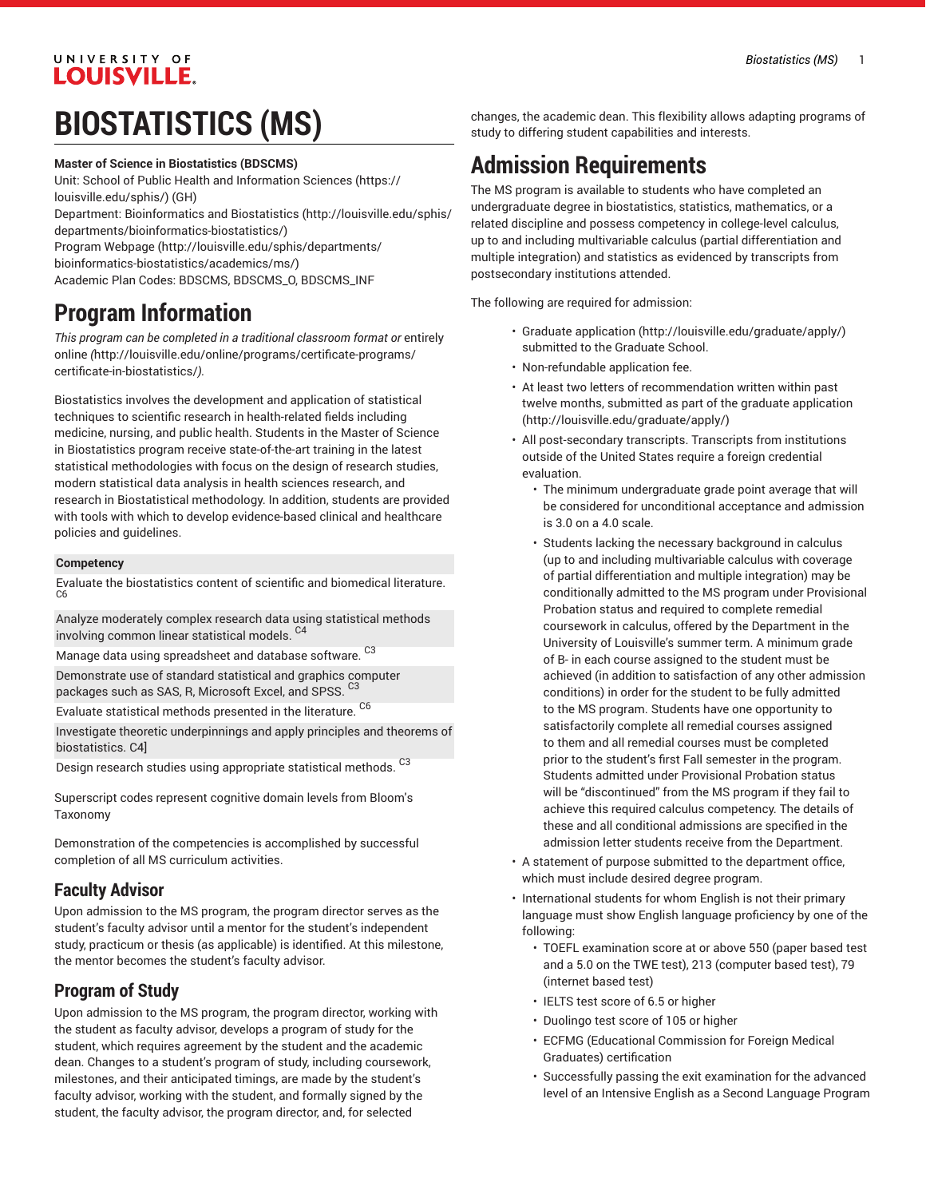# BIOSTATISTICS (MS)

**Master of Science in Biostatistics (BDSCMS)**
Unit: School of Public Health and Information Sciences (https://louisville.edu/sphis/) (GH)
Department: Bioinformatics and Biostatistics (http://louisville.edu/sphis/departments/bioinformatics-biostatistics/)
Program Webpage (http://louisville.edu/sphis/departments/bioinformatics-biostatistics/academics/ms/)
Academic Plan Codes: BDSCMS, BDSCMS_O, BDSCMS_INF

## Program Information

*This program can be completed in a traditional classroom format or* entirely online *(*http://louisville.edu/online/programs/certificate-programs/certificate-in-biostatistics/*).*

Biostatistics involves the development and application of statistical techniques to scientific research in health-related fields including medicine, nursing, and public health. Students in the Master of Science in Biostatistics program receive state-of-the-art training in the latest statistical methodologies with focus on the design of research studies, modern statistical data analysis in health sciences research, and research in Biostatistical methodology. In addition, students are provided with tools with which to develop evidence-based clinical and healthcare policies and guidelines.

| Competency |
| --- |
| Evaluate the biostatistics content of scientific and biomedical literature. C6 |
| Analyze moderately complex research data using statistical methods involving common linear statistical models. C4 |
| Manage data using spreadsheet and database software. C3 |
| Demonstrate use of standard statistical and graphics computer packages such as SAS, R, Microsoft Excel, and SPSS. C3 |
| Evaluate statistical methods presented in the literature. C6 |
| Investigate theoretic underpinnings and apply principles and theorems of biostatistics. C4] |
| Design research studies using appropriate statistical methods. C3 |

Superscript codes represent cognitive domain levels from Bloom's Taxonomy

Demonstration of the competencies is accomplished by successful completion of all MS curriculum activities.

### Faculty Advisor

Upon admission to the MS program, the program director serves as the student's faculty advisor until a mentor for the student's independent study, practicum or thesis (as applicable) is identified. At this milestone, the mentor becomes the student's faculty advisor.

### Program of Study

Upon admission to the MS program, the program director, working with the student as faculty advisor, develops a program of study for the student, which requires agreement by the student and the academic dean. Changes to a student's program of study, including coursework, milestones, and their anticipated timings, are made by the student's faculty advisor, working with the student, and formally signed by the student, the faculty advisor, the program director, and, for selected changes, the academic dean. This flexibility allows adapting programs of study to differing student capabilities and interests.

## Admission Requirements

The MS program is available to students who have completed an undergraduate degree in biostatistics, statistics, mathematics, or a related discipline and possess competency in college-level calculus, up to and including multivariable calculus (partial differentiation and multiple integration) and statistics as evidenced by transcripts from postsecondary institutions attended.

The following are required for admission:

- Graduate application (http://louisville.edu/graduate/apply/) submitted to the Graduate School.
- Non-refundable application fee.
- At least two letters of recommendation written within past twelve months, submitted as part of the graduate application (http://louisville.edu/graduate/apply/)
- All post-secondary transcripts. Transcripts from institutions outside of the United States require a foreign credential evaluation.
  - The minimum undergraduate grade point average that will be considered for unconditional acceptance and admission is 3.0 on a 4.0 scale.
  - Students lacking the necessary background in calculus (up to and including multivariable calculus with coverage of partial differentiation and multiple integration) may be conditionally admitted to the MS program under Provisional Probation status and required to complete remedial coursework in calculus, offered by the Department in the University of Louisville's summer term. A minimum grade of B- in each course assigned to the student must be achieved (in addition to satisfaction of any other admission conditions) in order for the student to be fully admitted to the MS program. Students have one opportunity to satisfactorily complete all remedial courses assigned to them and all remedial courses must be completed prior to the student's first Fall semester in the program. Students admitted under Provisional Probation status will be "discontinued" from the MS program if they fail to achieve this required calculus competency. The details of these and all conditional admissions are specified in the admission letter students receive from the Department.
- A statement of purpose submitted to the department office, which must include desired degree program.
- International students for whom English is not their primary language must show English language proficiency by one of the following:
  - TOEFL examination score at or above 550 (paper based test and a 5.0 on the TWE test), 213 (computer based test), 79 (internet based test)
  - IELTS test score of 6.5 or higher
  - Duolingo test score of 105 or higher
  - ECFMG (Educational Commission for Foreign Medical Graduates) certification
  - Successfully passing the exit examination for the advanced level of an Intensive English as a Second Language Program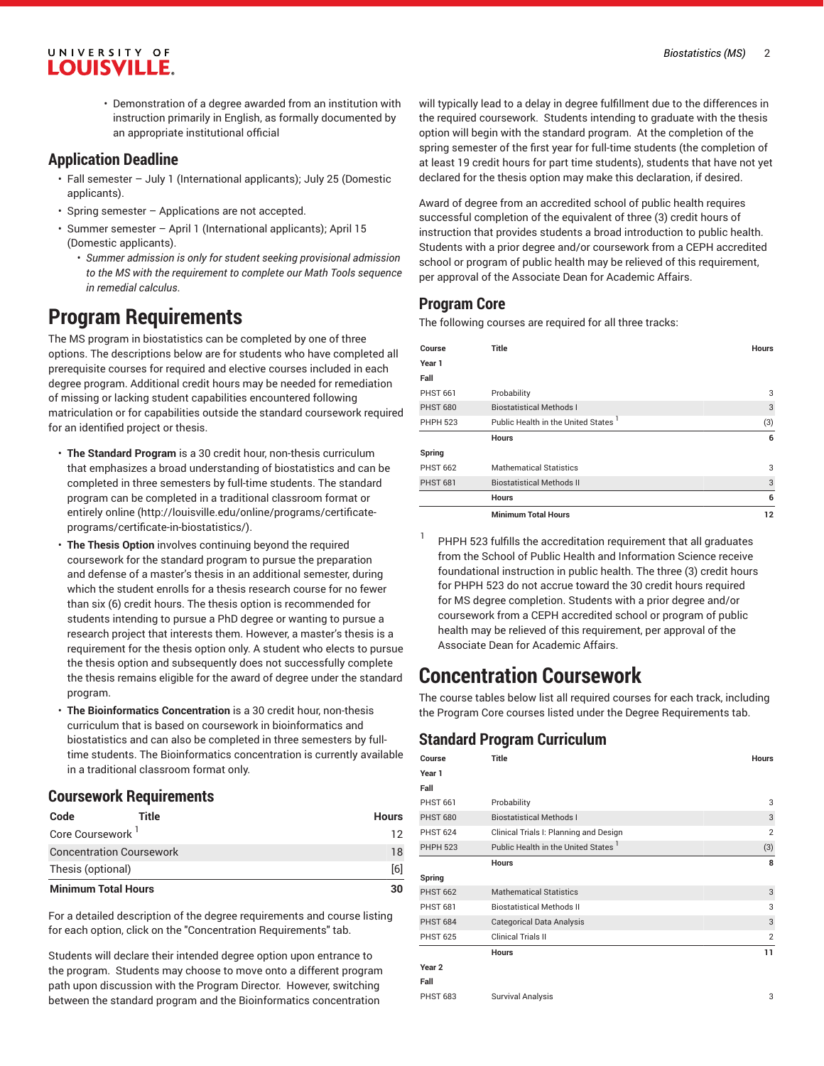- Demonstration of a degree awarded from an institution with instruction primarily in English, as formally documented by an appropriate institutional official

## Application Deadline

- Fall semester – July 1 (International applicants); July 25 (Domestic applicants).
- Spring semester – Applications are not accepted.
- Summer semester – April 1 (International applicants); April 15 (Domestic applicants).
  - *Summer admission is only for student seeking provisional admission to the MS with the requirement to complete our Math Tools sequence in remedial calculus.*

# Program Requirements

The MS program in biostatistics can be completed by one of three options. The descriptions below are for students who have completed all prerequisite courses for required and elective courses included in each degree program. Additional credit hours may be needed for remediation of missing or lacking student capabilities encountered following matriculation or for capabilities outside the standard coursework required for an identified project or thesis.

- **The Standard Program** is a 30 credit hour, non-thesis curriculum that emphasizes a broad understanding of biostatistics and can be completed in three semesters by full-time students. The standard program can be completed in a traditional classroom format or entirely online (http://louisville.edu/online/programs/certificate-programs/certificate-in-biostatistics/).
- **The Thesis Option** involves continuing beyond the required coursework for the standard program to pursue the preparation and defense of a master's thesis in an additional semester, during which the student enrolls for a thesis research course for no fewer than six (6) credit hours. The thesis option is recommended for students intending to pursue a PhD degree or wanting to pursue a research project that interests them. However, a master's thesis is a requirement for the thesis option only. A student who elects to pursue the thesis option and subsequently does not successfully complete the thesis remains eligible for the award of degree under the standard program.
- **The Bioinformatics Concentration** is a 30 credit hour, non-thesis curriculum that is based on coursework in bioinformatics and biostatistics and can also be completed in three semesters by full-time students. The Bioinformatics concentration is currently available in a traditional classroom format only.

## Coursework Requirements

| Code | Title | Hours |
|---|---|---|
| Core Coursework [1] | | 12 |
| Concentration Coursework | | 18 |
| Thesis (optional) | | [6] |
| **Minimum Total Hours** | | **30** |

For a detailed description of the degree requirements and course listing for each option, click on the "Concentration Requirements" tab.

Students will declare their intended degree option upon entrance to the program. Students may choose to move onto a different program path upon discussion with the Program Director. However, switching between the standard program and the Bioinformatics concentration will typically lead to a delay in degree fulfillment due to the differences in the required coursework. Students intending to graduate with the thesis option will begin with the standard program. At the completion of the spring semester of the first year for full-time students (the completion of at least 19 credit hours for part time students), students that have not yet declared for the thesis option may make this declaration, if desired.

Award of degree from an accredited school of public health requires successful completion of the equivalent of three (3) credit hours of instruction that provides students a broad introduction to public health. Students with a prior degree and/or coursework from a CEPH accredited school or program of public health may be relieved of this requirement, per approval of the Associate Dean for Academic Affairs.

## Program Core

The following courses are required for all three tracks:

| Course | Title | Hours |
|---|---|---|
| **Year 1** | | |
| **Fall** | | |
| PHST 661 | Probability | 3 |
| PHST 680 | Biostatistical Methods I | 3 |
| PHPH 523 | Public Health in the United States [1] | (3) |
| | **Hours** | **6** |
| **Spring** | | |
| PHST 662 | Mathematical Statistics | 3 |
| PHST 681 | Biostatistical Methods II | 3 |
| | **Hours** | **6** |
| | **Minimum Total Hours** | **12** |

1. PHPH 523 fulfills the accreditation requirement that all graduates from the School of Public Health and Information Science receive foundational instruction in public health. The three (3) credit hours for PHPH 523 do not accrue toward the 30 credit hours required for MS degree completion. Students with a prior degree and/or coursework from a CEPH accredited school or program of public health may be relieved of this requirement, per approval of the Associate Dean for Academic Affairs.

# Concentration Coursework

The course tables below list all required courses for each track, including the Program Core courses listed under the Degree Requirements tab.

## Standard Program Curriculum

| Course | Title | Hours |
|---|---|---|
| **Year 1** | | |
| **Fall** | | |
| PHST 661 | Probability | 3 |
| PHST 680 | Biostatistical Methods I | 3 |
| PHST 624 | Clinical Trials I: Planning and Design | 2 |
| PHPH 523 | Public Health in the United States [1] | (3) |
| | **Hours** | **8** |
| **Spring** | | |
| PHST 662 | Mathematical Statistics | 3 |
| PHST 681 | Biostatistical Methods II | 3 |
| PHST 684 | Categorical Data Analysis | 3 |
| PHST 625 | Clinical Trials II | 2 |
| | **Hours** | **11** |
| **Year 2** | | |
| **Fall** | | |
| PHST 683 | Survival Analysis | 3 |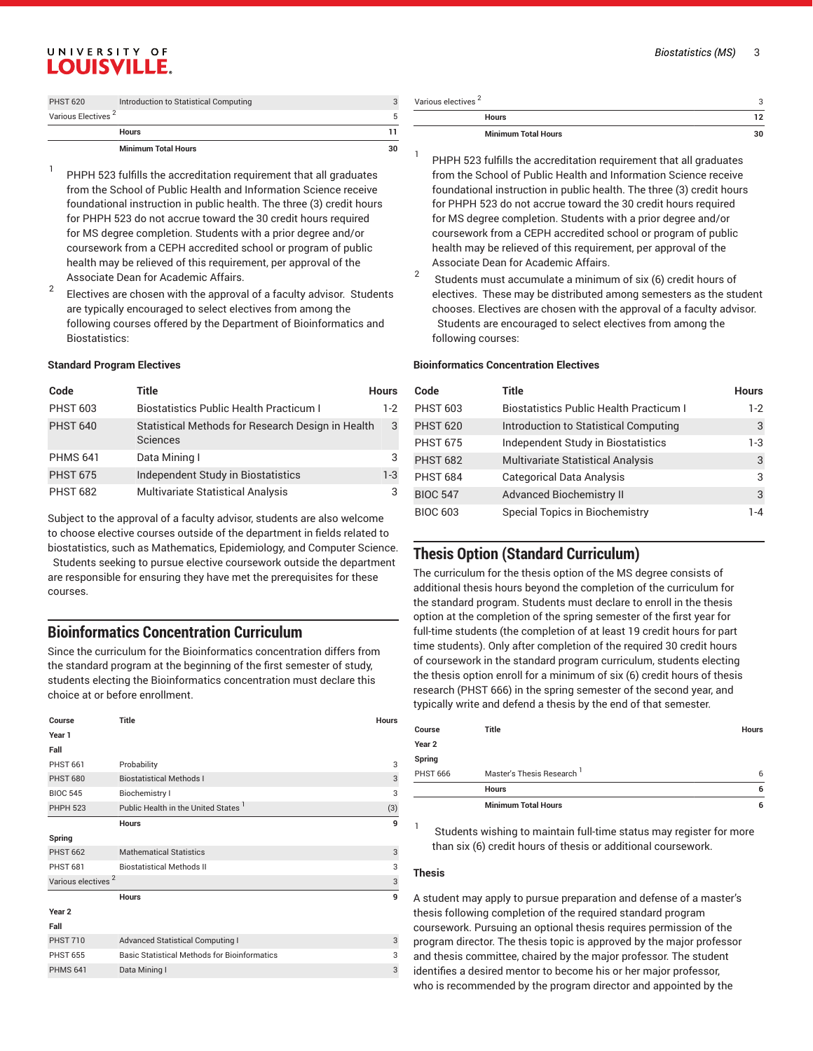| Course | Title | Hours |
|---|---|---|
| PHST 620 | Introduction to Statistical Computing | 3 |
| Various Electives [2] | | 5 |
| | Hours | 11 |
| | Minimum Total Hours | 30 |

1. PHPH 523 fulfills the accreditation requirement that all graduates from the School of Public Health and Information Science receive foundational instruction in public health. The three (3) credit hours for PHPH 523 do not accrue toward the 30 credit hours required for MS degree completion. Students with a prior degree and/or coursework from a CEPH accredited school or program of public health may be relieved of this requirement, per approval of the Associate Dean for Academic Affairs.
2. Electives are chosen with the approval of a faculty advisor. Students are typically encouraged to select electives from among the following courses offered by the Department of Bioinformatics and Biostatistics:

#### Standard Program Electives

| Code | Title | Hours |
|---|---|---|
| PHST 603 | Biostatistics Public Health Practicum I | 1-2 |
| PHST 640 | Statistical Methods for Research Design in Health Sciences | 3 |
| PHMS 641 | Data Mining I | 3 |
| PHST 675 | Independent Study in Biostatistics | 1-3 |
| PHST 682 | Multivariate Statistical Analysis | 3 |

Subject to the approval of a faculty advisor, students are also welcome to choose elective courses outside of the department in fields related to biostatistics, such as Mathematics, Epidemiology, and Computer Science. Students seeking to pursue elective coursework outside the department are responsible for ensuring they have met the prerequisites for these courses.

## Bioinformatics Concentration Curriculum

Since the curriculum for the Bioinformatics concentration differs from the standard program at the beginning of the first semester of study, students electing the Bioinformatics concentration must declare this choice at or before enrollment.

| Course | Title | Hours |
|---|---|---|
| **Year 1** | | |
| **Fall** | | |
| PHST 661 | Probability | 3 |
| PHST 680 | Biostatistical Methods I | 3 |
| BIOC 545 | Biochemistry I | 3 |
| PHPH 523 | Public Health in the United States [1] | (3) |
| | Hours | 9 |
| **Spring** | | |
| PHST 662 | Mathematical Statistics | 3 |
| PHST 681 | Biostatistical Methods II | 3 |
| Various electives [2] | | 3 |
| | Hours | 9 |
| **Year 2** | | |
| **Fall** | | |
| PHST 710 | Advanced Statistical Computing I | 3 |
| PHST 655 | Basic Statistical Methods for Bioinformatics | 3 |
| PHMS 641 | Data Mining I | 3 |
| Various electives [2] | | 3 |
| | Hours | 12 |
| | Minimum Total Hours | 30 |

1. PHPH 523 fulfills the accreditation requirement that all graduates from the School of Public Health and Information Science receive foundational instruction in public health. The three (3) credit hours for PHPH 523 do not accrue toward the 30 credit hours required for MS degree completion. Students with a prior degree and/or coursework from a CEPH accredited school or program of public health may be relieved of this requirement, per approval of the Associate Dean for Academic Affairs.
2. Students must accumulate a minimum of six (6) credit hours of electives. These may be distributed among semesters as the student chooses. Electives are chosen with the approval of a faculty advisor. Students are encouraged to select electives from among the following courses:

#### Bioinformatics Concentration Electives

| Code | Title | Hours |
|---|---|---|
| PHST 603 | Biostatistics Public Health Practicum I | 1-2 |
| PHST 620 | Introduction to Statistical Computing | 3 |
| PHST 675 | Independent Study in Biostatistics | 1-3 |
| PHST 682 | Multivariate Statistical Analysis | 3 |
| PHST 684 | Categorical Data Analysis | 3 |
| BIOC 547 | Advanced Biochemistry II | 3 |
| BIOC 603 | Special Topics in Biochemistry | 1-4 |

## Thesis Option (Standard Curriculum)

The curriculum for the thesis option of the MS degree consists of additional thesis hours beyond the completion of the curriculum for the standard program. Students must declare to enroll in the thesis option at the completion of the spring semester of the first year for full-time students (the completion of at least 19 credit hours for part time students). Only after completion of the required 30 credit hours of coursework in the standard program curriculum, students electing the thesis option enroll for a minimum of six (6) credit hours of thesis research (PHST 666) in the spring semester of the second year, and typically write and defend a thesis by the end of that semester.

| Course | Title | Hours |
|---|---|---|
| **Year 2** | | |
| **Spring** | | |
| PHST 666 | Master's Thesis Research [1] | 6 |
| | Hours | 6 |
| | Minimum Total Hours | 6 |

1. Students wishing to maintain full-time status may register for more than six (6) credit hours of thesis or additional coursework.

### Thesis

A student may apply to pursue preparation and defense of a master's thesis following completion of the required standard program coursework. Pursuing an optional thesis requires permission of the program director. The thesis topic is approved by the major professor and thesis committee, chaired by the major professor. The student identifies a desired mentor to become his or her major professor, who is recommended by the program director and appointed by the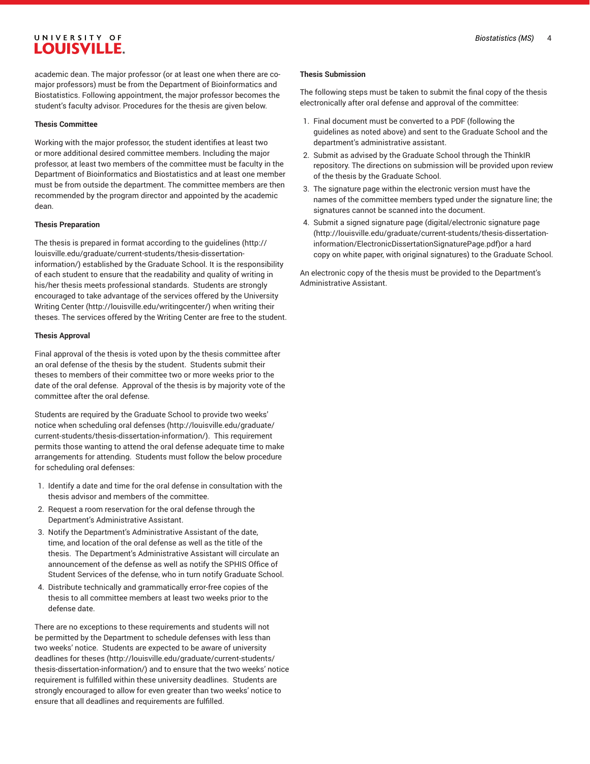academic dean. The major professor (or at least one when there are co-major professors) must be from the Department of Bioinformatics and Biostatistics. Following appointment, the major professor becomes the student's faculty advisor. Procedures for the thesis are given below.

**Thesis Committee**

Working with the major professor, the student identifies at least two or more additional desired committee members. Including the major professor, at least two members of the committee must be faculty in the Department of Bioinformatics and Biostatistics and at least one member must be from outside the department. The committee members are then recommended by the program director and appointed by the academic dean.

**Thesis Preparation**

The thesis is prepared in format according to the guidelines (http://louisville.edu/graduate/current-students/thesis-dissertation-information/) established by the Graduate School. It is the responsibility of each student to ensure that the readability and quality of writing in his/her thesis meets professional standards. Students are strongly encouraged to take advantage of the services offered by the University Writing Center (http://louisville.edu/writingcenter/) when writing their theses. The services offered by the Writing Center are free to the student.

**Thesis Approval**

Final approval of the thesis is voted upon by the thesis committee after an oral defense of the thesis by the student. Students submit their theses to members of their committee two or more weeks prior to the date of the oral defense. Approval of the thesis is by majority vote of the committee after the oral defense.

Students are required by the Graduate School to provide two weeks' notice when scheduling oral defenses (http://louisville.edu/graduate/current-students/thesis-dissertation-information/). This requirement permits those wanting to attend the oral defense adequate time to make arrangements for attending. Students must follow the below procedure for scheduling oral defenses:

1. Identify a date and time for the oral defense in consultation with the thesis advisor and members of the committee.
2. Request a room reservation for the oral defense through the Department's Administrative Assistant.
3. Notify the Department's Administrative Assistant of the date, time, and location of the oral defense as well as the title of the thesis. The Department's Administrative Assistant will circulate an announcement of the defense as well as notify the SPHIS Office of Student Services of the defense, who in turn notify Graduate School.
4. Distribute technically and grammatically error-free copies of the thesis to all committee members at least two weeks prior to the defense date.

There are no exceptions to these requirements and students will not be permitted by the Department to schedule defenses with less than two weeks' notice. Students are expected to be aware of university deadlines for theses (http://louisville.edu/graduate/current-students/thesis-dissertation-information/) and to ensure that the two weeks' notice requirement is fulfilled within these university deadlines. Students are strongly encouraged to allow for even greater than two weeks' notice to ensure that all deadlines and requirements are fulfilled.

**Thesis Submission**

The following steps must be taken to submit the final copy of the thesis electronically after oral defense and approval of the committee:

1. Final document must be converted to a PDF (following the guidelines as noted above) and sent to the Graduate School and the department's administrative assistant.
2. Submit as advised by the Graduate School through the ThinkIR repository. The directions on submission will be provided upon review of the thesis by the Graduate School.
3. The signature page within the electronic version must have the names of the committee members typed under the signature line; the signatures cannot be scanned into the document.
4. Submit a signed signature page (digital/electronic signature page (http://louisville.edu/graduate/current-students/thesis-dissertation-information/ElectronicDissertationSignaturePage.pdf)or a hard copy on white paper, with original signatures) to the Graduate School.

An electronic copy of the thesis must be provided to the Department's Administrative Assistant.